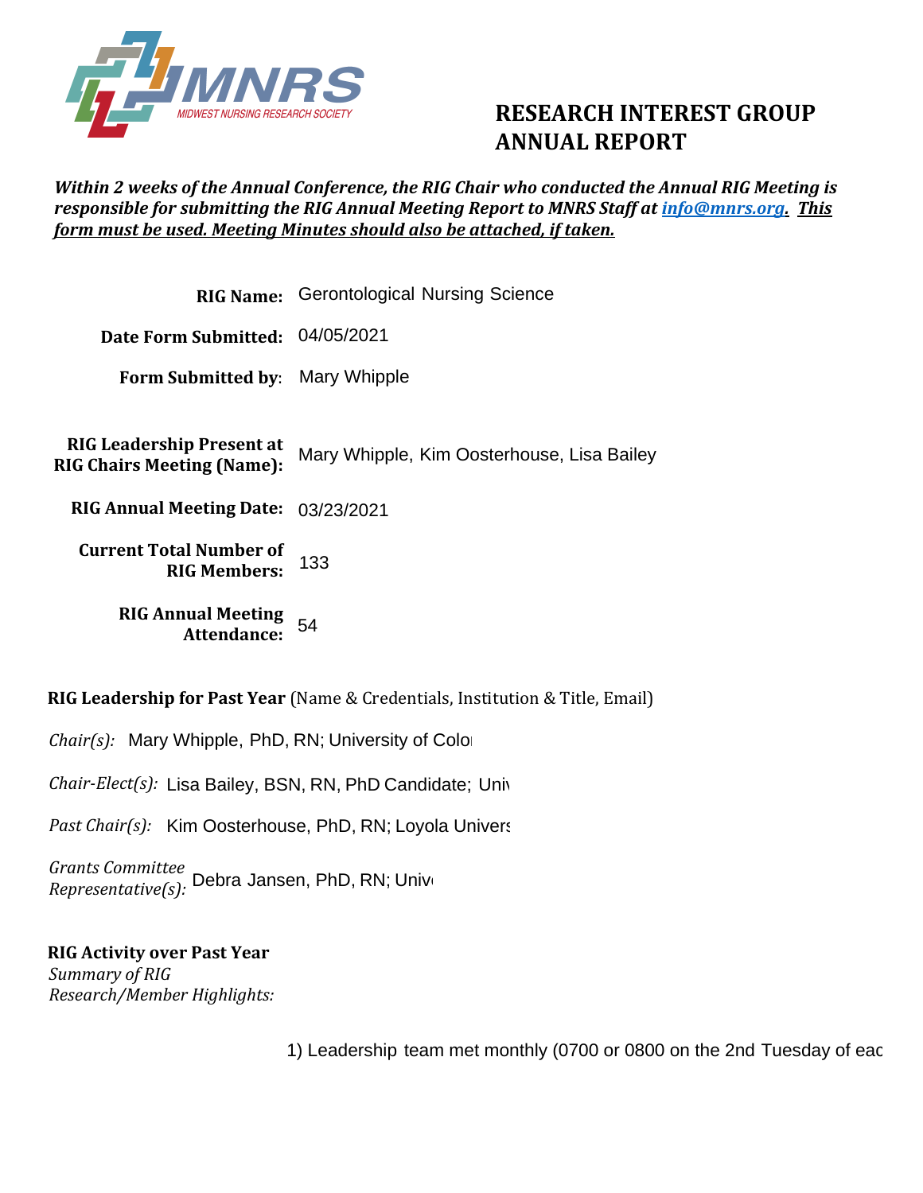MNRS
MIDWEST NURSING RESEARCH SOCIETY

# RESEARCH INTEREST GROUP ANNUAL REPORT

***Within 2 weeks of the Annual Conference, the RIG Chair who conducted the Annual RIG Meeting is responsible for submitting the RIG Annual Meeting Report to MNRS Staff at info@mnrs.org. This form must be used. Meeting Minutes should also be attached, if taken.***

**RIG Name:** Gerontological Nursing Science

**Date Form Submitted:** 04/05/2021

**Form Submitted by:** Mary Whipple

**RIG Leadership Present at RIG Chairs Meeting (Name):** Mary Whipple, Kim Oosterhouse, Lisa Bailey

**RIG Annual Meeting Date:** 03/23/2021

**Current Total Number of RIG Members:** 133

**RIG Annual Meeting Attendance:** 54

**RIG Leadership for Past Year** (Name & Credentials, Institution & Title, Email)

*Chair(s):* Mary Whipple, PhD, RN; University of Colo

*Chair-Elect(s):* Lisa Bailey, BSN, RN, PhD Candidate; Univ

*Past Chair(s):* Kim Oosterhouse, PhD, RN; Loyola Univers

*Grants Committee Representative(s):* Debra Jansen, PhD, RN; Univ

**RIG Activity over Past Year**

*Summary of RIG Research/Member Highlights:*

1) Leadership team met monthly (0700 or 0800 on the 2nd Tuesday of eac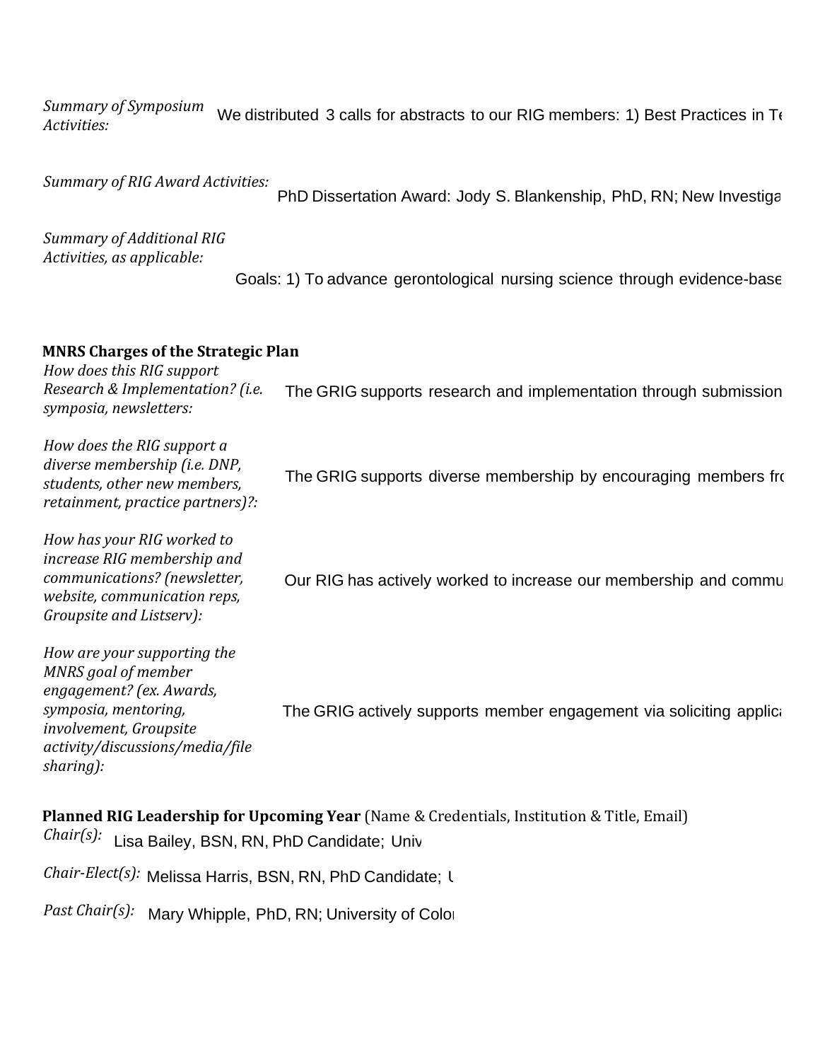*Summary of Symposium Activities:* We distributed 3 calls for abstracts to our RIG members: 1) Best Practices in Te

*Summary of RIG Award Activities:* PhD Dissertation Award: Jody S. Blankenship, PhD, RN; New Investiga

*Summary of Additional RIG Activities, as applicable:* Goals: 1) To advance gerontological nursing science through evidence-base

**MNRS Charges of the Strategic Plan**

*How does this RIG support Research & Implementation? (i.e. symposia, newsletters:* The GRIG supports research and implementation through submission

*How does the RIG support a diverse membership (i.e. DNP, students, other new members, retainment, practice partners)?:* The GRIG supports diverse membership by encouraging members fro

*How has your RIG worked to increase RIG membership and communications? (newsletter, website, communication reps, Groupsite and Listserv):* Our RIG has actively worked to increase our membership and commu

*How are your supporting the MNRS goal of member engagement? (ex. Awards, symposia, mentoring, involvement, Groupsite activity/discussions/media/file sharing):* The GRIG actively supports member engagement via soliciting applica

**Planned RIG Leadership for Upcoming Year** (Name & Credentials, Institution & Title, Email)

*Chair(s):* Lisa Bailey, BSN, RN, PhD Candidate; Univ

*Chair-Elect(s):* Melissa Harris, BSN, RN, PhD Candidate; U

*Past Chair(s):* Mary Whipple, PhD, RN; University of Color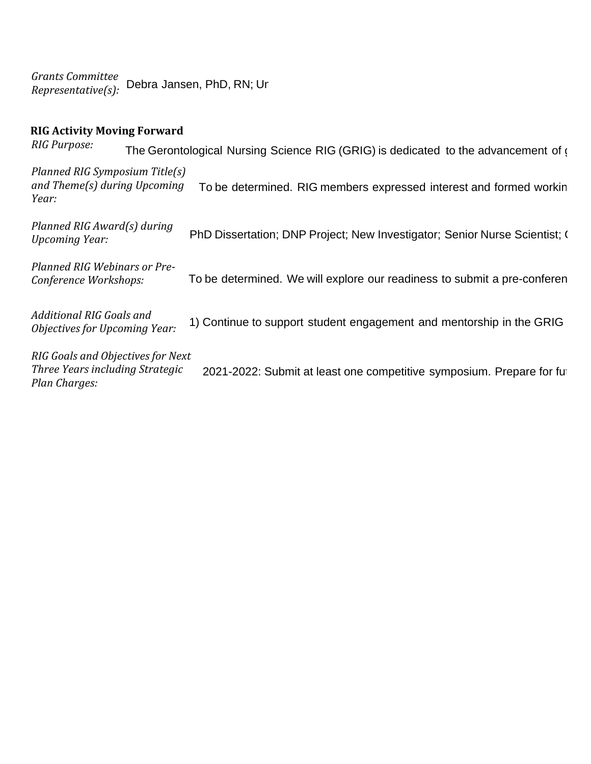*Grants Committee Representative(s):* Debra Jansen, PhD, RN; Ur

**RIG Activity Moving Forward**

*RIG Purpose:* The Gerontological Nursing Science RIG (GRIG) is dedicated to the advancement of g

*Planned RIG Symposium Title(s) and Theme(s) during Upcoming Year:* To be determined. RIG members expressed interest and formed workin

*Planned RIG Award(s) during Upcoming Year:* PhD Dissertation; DNP Project; New Investigator; Senior Nurse Scientist; (

*Planned RIG Webinars or Pre-Conference Workshops:* To be determined. We will explore our readiness to submit a pre-conferen

*Additional RIG Goals and Objectives for Upcoming Year:* 1) Continue to support student engagement and mentorship in the GRIG

*RIG Goals and Objectives for Next Three Years including Strategic Plan Charges:* 2021-2022: Submit at least one competitive symposium. Prepare for fu